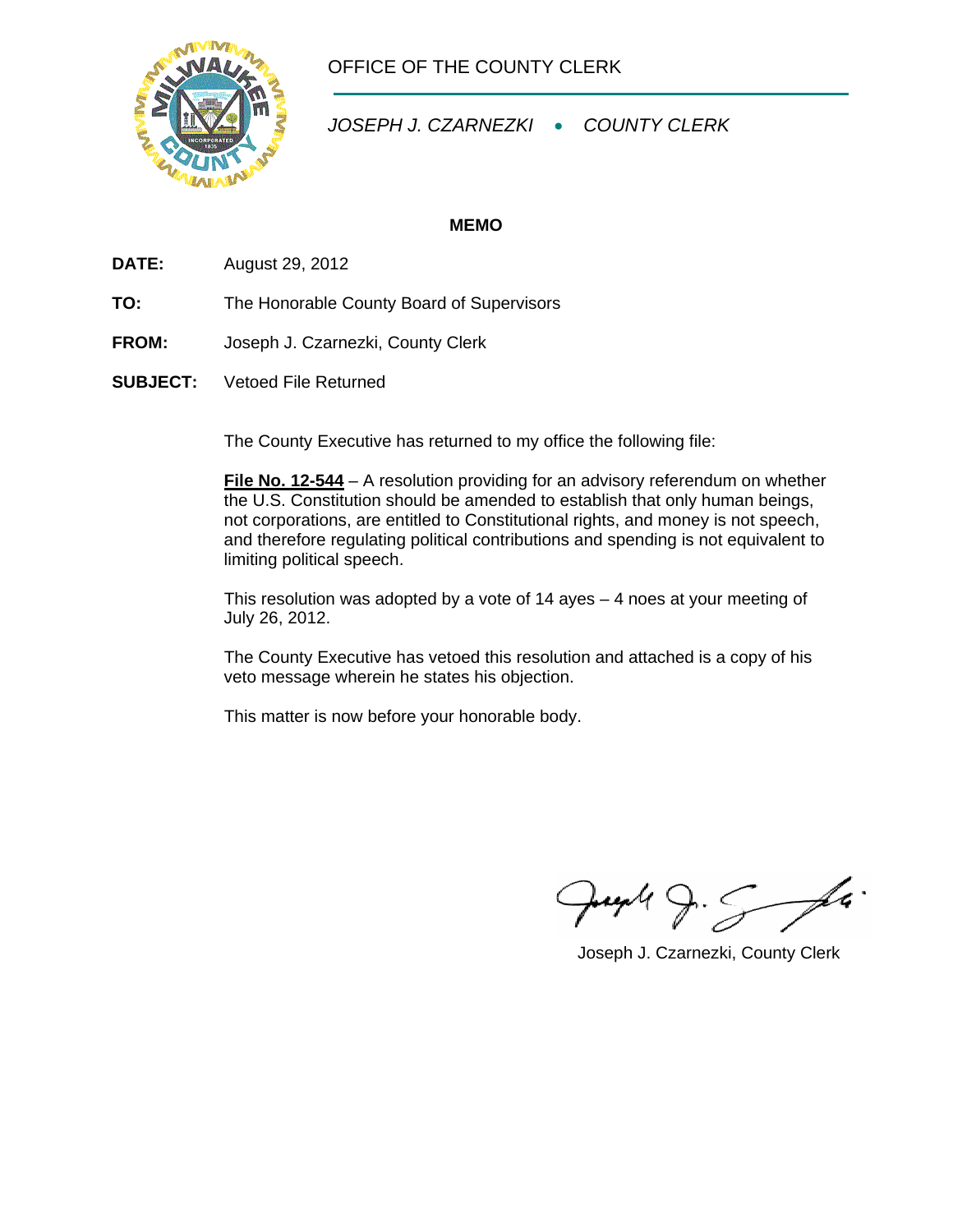OFFICE OF THE COUNTY CLERK

*JOSEPH J. CZARNEZKI • COUNTY CLERK*

**MEMO**

**DATE:** August 29, 2012

**TO:** The Honorable County Board of Supervisors

**FROM:** Joseph J. Czarnezki, County Clerk

**SUBJECT:** Vetoed File Returned

The County Executive has returned to my office the following file:

**File No. 12-544** – A resolution providing for an advisory referendum on whether the U.S. Constitution should be amended to establish that only human beings, not corporations, are entitled to Constitutional rights, and money is not speech, and therefore regulating political contributions and spending is not equivalent to limiting political speech.

This resolution was adopted by a vote of 14 ayes – 4 noes at your meeting of July 26, 2012.

The County Executive has vetoed this resolution and attached is a copy of his veto message wherein he states his objection.

This matter is now before your honorable body.

Joseph J. Czarnezki, County Clerk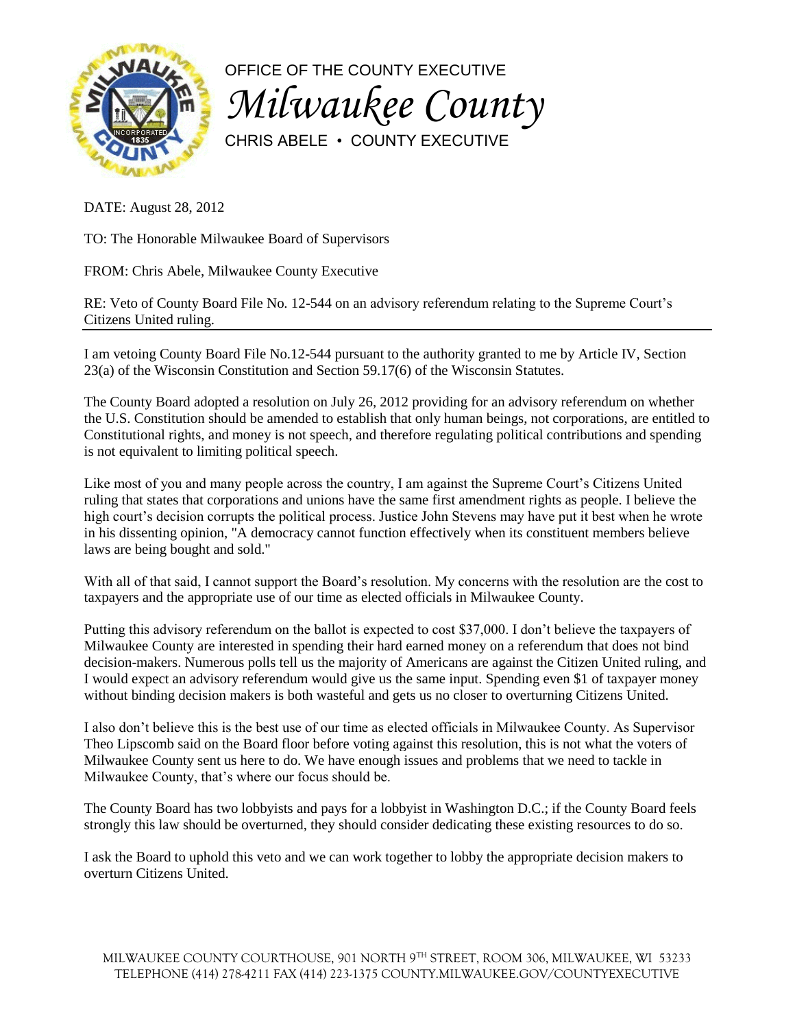OFFICE OF THE COUNTY EXECUTIVE

# *Milwaukee County*

CHRIS ABELE • COUNTY EXECUTIVE

DATE: August 28, 2012

TO: The Honorable Milwaukee Board of Supervisors

FROM: Chris Abele, Milwaukee County Executive

RE: Veto of County Board File No. 12-544 on an advisory referendum relating to the Supreme Court's Citizens United ruling.

---

I am vetoing County Board File No.12-544 pursuant to the authority granted to me by Article IV, Section 23(a) of the Wisconsin Constitution and Section 59.17(6) of the Wisconsin Statutes.

The County Board adopted a resolution on July 26, 2012 providing for an advisory referendum on whether the U.S. Constitution should be amended to establish that only human beings, not corporations, are entitled to Constitutional rights, and money is not speech, and therefore regulating political contributions and spending is not equivalent to limiting political speech.

Like most of you and many people across the country, I am against the Supreme Court's Citizens United ruling that states that corporations and unions have the same first amendment rights as people. I believe the high court's decision corrupts the political process. Justice John Stevens may have put it best when he wrote in his dissenting opinion, "A democracy cannot function effectively when its constituent members believe laws are being bought and sold."

With all of that said, I cannot support the Board's resolution. My concerns with the resolution are the cost to taxpayers and the appropriate use of our time as elected officials in Milwaukee County.

Putting this advisory referendum on the ballot is expected to cost $37,000. I don't believe the taxpayers of Milwaukee County are interested in spending their hard earned money on a referendum that does not bind decision-makers. Numerous polls tell us the majority of Americans are against the Citizen United ruling, and I would expect an advisory referendum would give us the same input. Spending even $1 of taxpayer money without binding decision makers is both wasteful and gets us no closer to overturning Citizens United.

I also don't believe this is the best use of our time as elected officials in Milwaukee County. As Supervisor Theo Lipscomb said on the Board floor before voting against this resolution, this is not what the voters of Milwaukee County sent us here to do. We have enough issues and problems that we need to tackle in Milwaukee County, that's where our focus should be.

The County Board has two lobbyists and pays for a lobbyist in Washington D.C.; if the County Board feels strongly this law should be overturned, they should consider dedicating these existing resources to do so.

I ask the Board to uphold this veto and we can work together to lobby the appropriate decision makers to overturn Citizens United.

MILWAUKEE COUNTY COURTHOUSE, 901 NORTH 9TH STREET, ROOM 306, MILWAUKEE, WI 53233
TELEPHONE (414) 278-4211 FAX (414) 223-1375 COUNTY.MILWAUKEE.GOV/COUNTYEXECUTIVE